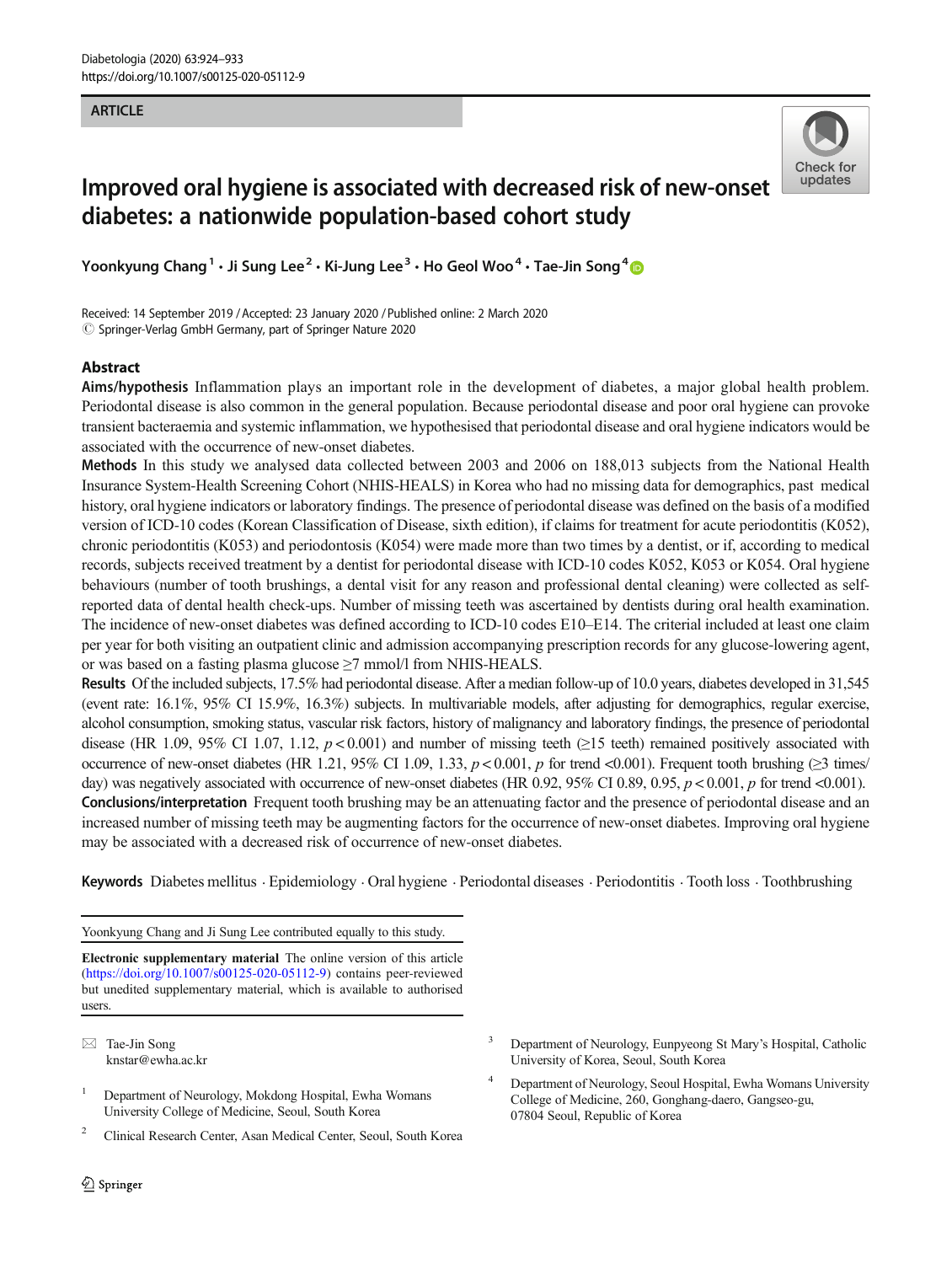ARTICLE

# Improved oral hygiene is associated with decreased risk of new-onset diabetes: a nationwide population-based cohort study

Yoonkyung Chang[1] · Ji Sung Lee[2] · Ki-Jung Lee[3] · Ho Geol Woo[4] · Tae-Jin Song[4]

Received: 14 September 2019 / Accepted: 23 January 2020 / Published online: 2 March 2020
© Springer-Verlag GmbH Germany, part of Springer Nature 2020

## Abstract

**Aims/hypothesis** Inflammation plays an important role in the development of diabetes, a major global health problem. Periodontal disease is also common in the general population. Because periodontal disease and poor oral hygiene can provoke transient bacteraemia and systemic inflammation, we hypothesised that periodontal disease and oral hygiene indicators would be associated with the occurrence of new-onset diabetes.

**Methods** In this study we analysed data collected between 2003 and 2006 on 188,013 subjects from the National Health Insurance System-Health Screening Cohort (NHIS-HEALS) in Korea who had no missing data for demographics, past medical history, oral hygiene indicators or laboratory findings. The presence of periodontal disease was defined on the basis of a modified version of ICD-10 codes (Korean Classification of Disease, sixth edition), if claims for treatment for acute periodontitis (K052), chronic periodontitis (K053) and periodontosis (K054) were made more than two times by a dentist, or if, according to medical records, subjects received treatment by a dentist for periodontal disease with ICD-10 codes K052, K053 or K054. Oral hygiene behaviours (number of tooth brushings, a dental visit for any reason and professional dental cleaning) were collected as self-reported data of dental health check-ups. Number of missing teeth was ascertained by dentists during oral health examination. The incidence of new-onset diabetes was defined according to ICD-10 codes E10–E14. The criterial included at least one claim per year for both visiting an outpatient clinic and admission accompanying prescription records for any glucose-lowering agent, or was based on a fasting plasma glucose ≥7 mmol/l from NHIS-HEALS.

**Results** Of the included subjects, 17.5% had periodontal disease. After a median follow-up of 10.0 years, diabetes developed in 31,545 (event rate: 16.1%, 95% CI 15.9%, 16.3%) subjects. In multivariable models, after adjusting for demographics, regular exercise, alcohol consumption, smoking status, vascular risk factors, history of malignancy and laboratory findings, the presence of periodontal disease (HR 1.09, 95% CI 1.07, 1.12, $p < 0.001$) and number of missing teeth (≥15 teeth) remained positively associated with occurrence of new-onset diabetes (HR 1.21, 95% CI 1.09, 1.33, $p < 0.001$, $p$ for trend <0.001). Frequent tooth brushing (≥3 times/day) was negatively associated with occurrence of new-onset diabetes (HR 0.92, 95% CI 0.89, 0.95, $p < 0.001$, $p$ for trend <0.001).

**Conclusions/interpretation** Frequent tooth brushing may be an attenuating factor and the presence of periodontal disease and an increased number of missing teeth may be augmenting factors for the occurrence of new-onset diabetes. Improving oral hygiene may be associated with a decreased risk of occurrence of new-onset diabetes.

**Keywords** Diabetes mellitus · Epidemiology · Oral hygiene · Periodontal diseases · Periodontitis · Tooth loss · Toothbrushing

---

Yoonkyung Chang and Ji Sung Lee contributed equally to this study.

**Electronic supplementary material** The online version of this article (https://doi.org/10.1007/s00125-020-05112-9) contains peer-reviewed but unedited supplementary material, which is available to authorised users.

✉ Tae-Jin Song
knstar@ewha.ac.kr

[1] Department of Neurology, Mokdong Hospital, Ewha Womans University College of Medicine, Seoul, South Korea

[2] Clinical Research Center, Asan Medical Center, Seoul, South Korea

[3] Department of Neurology, Eunpyeong St Mary's Hospital, Catholic University of Korea, Seoul, South Korea

[4] Department of Neurology, Seoul Hospital, Ewha Womans University College of Medicine, 260, Gonghang-daero, Gangseo-gu, 07804 Seoul, Republic of Korea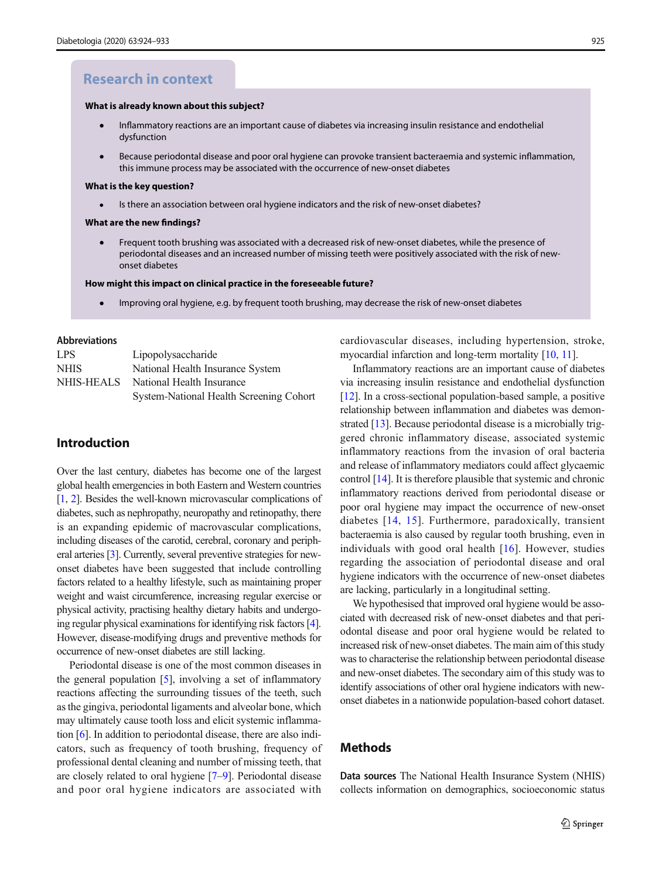## Research in context

**What is already known about this subject?**

- Inflammatory reactions are an important cause of diabetes via increasing insulin resistance and endothelial dysfunction
- Because periodontal disease and poor oral hygiene can provoke transient bacteraemia and systemic inflammation, this immune process may be associated with the occurrence of new-onset diabetes

**What is the key question?**

- Is there an association between oral hygiene indicators and the risk of new-onset diabetes?

**What are the new findings?**

- Frequent tooth brushing was associated with a decreased risk of new-onset diabetes, while the presence of periodontal diseases and an increased number of missing teeth were positively associated with the risk of new-onset diabetes

**How might this impact on clinical practice in the foreseeable future?**

- Improving oral hygiene, e.g. by frequent tooth brushing, may decrease the risk of new-onset diabetes

**Abbreviations**

| | |
|---|---|
| LPS | Lipopolysaccharide |
| NHIS | National Health Insurance System |
| NHIS-HEALS | National Health Insurance System-National Health Screening Cohort |

## Introduction

Over the last century, diabetes has become one of the largest global health emergencies in both Eastern and Western countries [1, 2]. Besides the well-known microvascular complications of diabetes, such as nephropathy, neuropathy and retinopathy, there is an expanding epidemic of macrovascular complications, including diseases of the carotid, cerebral, coronary and peripheral arteries [3]. Currently, several preventive strategies for new-onset diabetes have been suggested that include controlling factors related to a healthy lifestyle, such as maintaining proper weight and waist circumference, increasing regular exercise or physical activity, practising healthy dietary habits and undergoing regular physical examinations for identifying risk factors [4]. However, disease-modifying drugs and preventive methods for occurrence of new-onset diabetes are still lacking.

Periodontal disease is one of the most common diseases in the general population [5], involving a set of inflammatory reactions affecting the surrounding tissues of the teeth, such as the gingiva, periodontal ligaments and alveolar bone, which may ultimately cause tooth loss and elicit systemic inflammation [6]. In addition to periodontal disease, there are also indicators, such as frequency of tooth brushing, frequency of professional dental cleaning and number of missing teeth, that are closely related to oral hygiene [7–9]. Periodontal disease and poor oral hygiene indicators are associated with cardiovascular diseases, including hypertension, stroke, myocardial infarction and long-term mortality [10, 11].

Inflammatory reactions are an important cause of diabetes via increasing insulin resistance and endothelial dysfunction [12]. In a cross-sectional population-based sample, a positive relationship between inflammation and diabetes was demonstrated [13]. Because periodontal disease is a microbially triggered chronic inflammatory disease, associated systemic inflammatory reactions from the invasion of oral bacteria and release of inflammatory mediators could affect glycaemic control [14]. It is therefore plausible that systemic and chronic inflammatory reactions derived from periodontal disease or poor oral hygiene may impact the occurrence of new-onset diabetes [14, 15]. Furthermore, paradoxically, transient bacteraemia is also caused by regular tooth brushing, even in individuals with good oral health [16]. However, studies regarding the association of periodontal disease and oral hygiene indicators with the occurrence of new-onset diabetes are lacking, particularly in a longitudinal setting.

We hypothesised that improved oral hygiene would be associated with decreased risk of new-onset diabetes and that periodontal disease and poor oral hygiene would be related to increased risk of new-onset diabetes. The main aim of this study was to characterise the relationship between periodontal disease and new-onset diabetes. The secondary aim of this study was to identify associations of other oral hygiene indicators with new-onset diabetes in a nationwide population-based cohort dataset.

## Methods

**Data sources** The National Health Insurance System (NHIS) collects information on demographics, socioeconomic status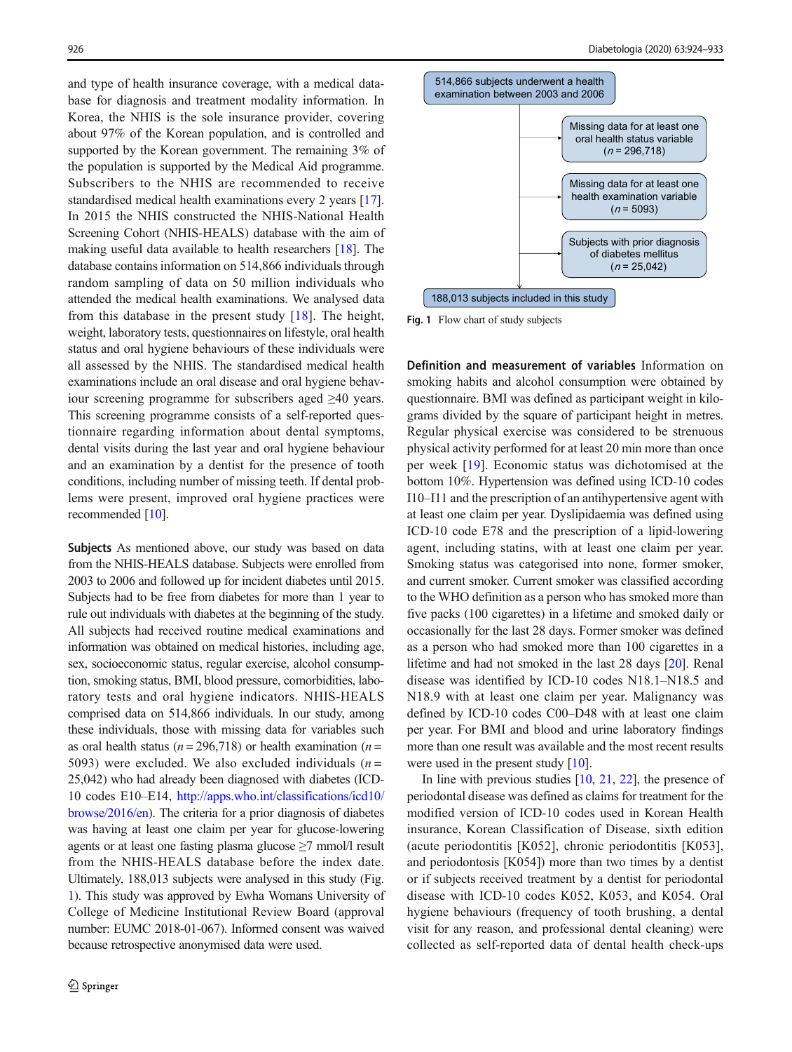and type of health insurance coverage, with a medical database for diagnosis and treatment modality information. In Korea, the NHIS is the sole insurance provider, covering about 97% of the Korean population, and is controlled and supported by the Korean government. The remaining 3% of the population is supported by the Medical Aid programme. Subscribers to the NHIS are recommended to receive standardised medical health examinations every 2 years [17]. In 2015 the NHIS constructed the NHIS-National Health Screening Cohort (NHIS-HEALS) database with the aim of making useful data available to health researchers [18]. The database contains information on 514,866 individuals through random sampling of data on 50 million individuals who attended the medical health examinations. We analysed data from this database in the present study [18]. The height, weight, laboratory tests, questionnaires on lifestyle, oral health status and oral hygiene behaviours of these individuals were all assessed by the NHIS. The standardised medical health examinations include an oral disease and oral hygiene behaviour screening programme for subscribers aged ≥40 years. This screening programme consists of a self-reported questionnaire regarding information about dental symptoms, dental visits during the last year and oral hygiene behaviour and an examination by a dentist for the presence of tooth conditions, including number of missing teeth. If dental problems were present, improved oral hygiene practices were recommended [10].

**Subjects** As mentioned above, our study was based on data from the NHIS-HEALS database. Subjects were enrolled from 2003 to 2006 and followed up for incident diabetes until 2015. Subjects had to be free from diabetes for more than 1 year to rule out individuals with diabetes at the beginning of the study. All subjects had received routine medical examinations and information was obtained on medical histories, including age, sex, socioeconomic status, regular exercise, alcohol consumption, smoking status, BMI, blood pressure, comorbidities, laboratory tests and oral hygiene indicators. NHIS-HEALS comprised data on 514,866 individuals. In our study, among these individuals, those with missing data for variables such as oral health status ($n$ = 296,718) or health examination ($n$ = 5093) were excluded. We also excluded individuals ($n$ = 25,042) who had already been diagnosed with diabetes (ICD-10 codes E10–E14, http://apps.who.int/classifications/icd10/browse/2016/en). The criteria for a prior diagnosis of diabetes was having at least one claim per year for glucose-lowering agents or at least one fasting plasma glucose ≥7 mmol/l result from the NHIS-HEALS database before the index date. Ultimately, 188,013 subjects were analysed in this study (Fig. 1). This study was approved by Ewha Womans University of College of Medicine Institutional Review Board (approval number: EUMC 2018-01-067). Informed consent was waived because retrospective anonymised data were used.

514,866 subjects underwent a health examination between 2003 and 2006

Missing data for at least one oral health status variable ($n$ = 296,718)

Missing data for at least one health examination variable ($n$ = 5093)

Subjects with prior diagnosis of diabetes mellitus ($n$ = 25,042)

188,013 subjects included in this study

**Fig. 1** Flow chart of study subjects

**Definition and measurement of variables** Information on smoking habits and alcohol consumption were obtained by questionnaire. BMI was defined as participant weight in kilograms divided by the square of participant height in metres. Regular physical exercise was considered to be strenuous physical activity performed for at least 20 min more than once per week [19]. Economic status was dichotomised at the bottom 10%. Hypertension was defined using ICD-10 codes I10–I11 and the prescription of an antihypertensive agent with at least one claim per year. Dyslipidaemia was defined using ICD-10 code E78 and the prescription of a lipid-lowering agent, including statins, with at least one claim per year. Smoking status was categorised into none, former smoker, and current smoker. Current smoker was classified according to the WHO definition as a person who has smoked more than five packs (100 cigarettes) in a lifetime and smoked daily or occasionally for the last 28 days. Former smoker was defined as a person who had smoked more than 100 cigarettes in a lifetime and had not smoked in the last 28 days [20]. Renal disease was identified by ICD-10 codes N18.1–N18.5 and N18.9 with at least one claim per year. Malignancy was defined by ICD-10 codes C00–D48 with at least one claim per year. For BMI and blood and urine laboratory findings more than one result was available and the most recent results were used in the present study [10].

In line with previous studies [10, 21, 22], the presence of periodontal disease was defined as claims for treatment for the modified version of ICD-10 codes used in Korean Health insurance, Korean Classification of Disease, sixth edition (acute periodontitis [K052], chronic periodontitis [K053], and periodontosis [K054]) more than two times by a dentist or if subjects received treatment by a dentist for periodontal disease with ICD-10 codes K052, K053, and K054. Oral hygiene behaviours (frequency of tooth brushing, a dental visit for any reason, and professional dental cleaning) were collected as self-reported data of dental health check-ups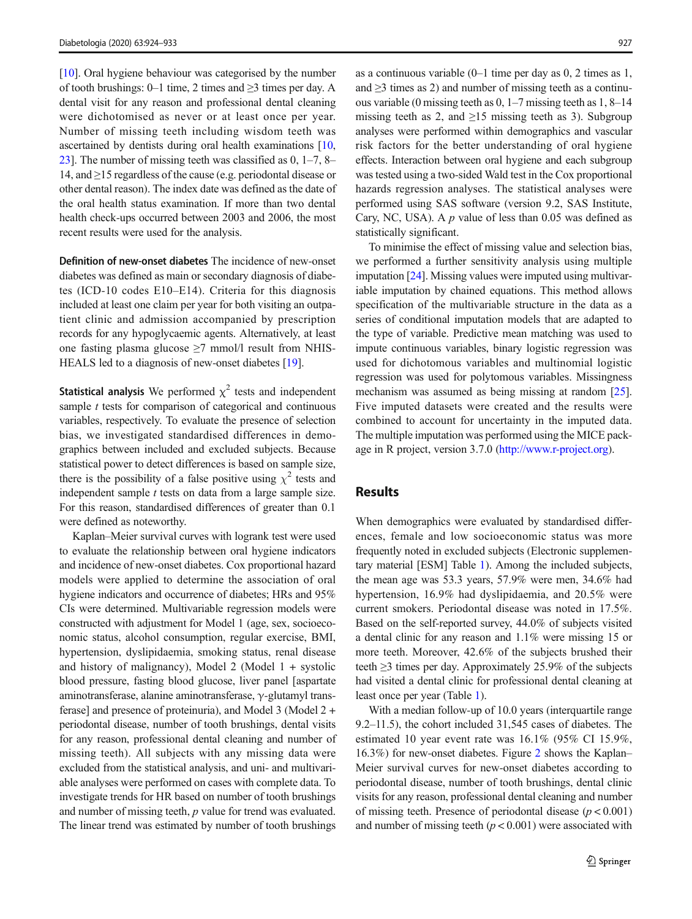[10]. Oral hygiene behaviour was categorised by the number of tooth brushings: 0–1 time, 2 times and ≥3 times per day. A dental visit for any reason and professional dental cleaning were dichotomised as never or at least once per year. Number of missing teeth including wisdom teeth was ascertained by dentists during oral health examinations [10, 23]. The number of missing teeth was classified as 0, 1–7, 8–14, and ≥15 regardless of the cause (e.g. periodontal disease or other dental reason). The index date was defined as the date of the oral health status examination. If more than two dental health check-ups occurred between 2003 and 2006, the most recent results were used for the analysis.

**Definition of new-onset diabetes** The incidence of new-onset diabetes was defined as main or secondary diagnosis of diabetes (ICD-10 codes E10–E14). Criteria for this diagnosis included at least one claim per year for both visiting an outpatient clinic and admission accompanied by prescription records for any hypoglycaemic agents. Alternatively, at least one fasting plasma glucose ≥7 mmol/l result from NHIS-HEALS led to a diagnosis of new-onset diabetes [19].

**Statistical analysis** We performed $\chi^2$ tests and independent sample *t* tests for comparison of categorical and continuous variables, respectively. To evaluate the presence of selection bias, we investigated standardised differences in demographics between included and excluded subjects. Because statistical power to detect differences is based on sample size, there is the possibility of a false positive using $\chi^2$ tests and independent sample *t* tests on data from a large sample size. For this reason, standardised differences of greater than 0.1 were defined as noteworthy.

Kaplan–Meier survival curves with logrank test were used to evaluate the relationship between oral hygiene indicators and incidence of new-onset diabetes. Cox proportional hazard models were applied to determine the association of oral hygiene indicators and occurrence of diabetes; HRs and 95% CIs were determined. Multivariable regression models were constructed with adjustment for Model 1 (age, sex, socioeconomic status, alcohol consumption, regular exercise, BMI, hypertension, dyslipidaemia, smoking status, renal disease and history of malignancy), Model 2 (Model 1 + systolic blood pressure, fasting blood glucose, liver panel [aspartate aminotransferase, alanine aminotransferase, γ-glutamyl transferase] and presence of proteinuria), and Model 3 (Model 2 + periodontal disease, number of tooth brushings, dental visits for any reason, professional dental cleaning and number of missing teeth). All subjects with any missing data were excluded from the statistical analysis, and uni- and multivariable analyses were performed on cases with complete data. To investigate trends for HR based on number of tooth brushings and number of missing teeth, *p* value for trend was evaluated. The linear trend was estimated by number of tooth brushings as a continuous variable (0–1 time per day as 0, 2 times as 1, and ≥3 times as 2) and number of missing teeth as a continuous variable (0 missing teeth as 0, 1–7 missing teeth as 1, 8–14 missing teeth as 2, and ≥15 missing teeth as 3). Subgroup analyses were performed within demographics and vascular risk factors for the better understanding of oral hygiene effects. Interaction between oral hygiene and each subgroup was tested using a two-sided Wald test in the Cox proportional hazards regression analyses. The statistical analyses were performed using SAS software (version 9.2, SAS Institute, Cary, NC, USA). A *p* value of less than 0.05 was defined as statistically significant.

To minimise the effect of missing value and selection bias, we performed a further sensitivity analysis using multiple imputation [24]. Missing values were imputed using multivariable imputation by chained equations. This method allows specification of the multivariable structure in the data as a series of conditional imputation models that are adapted to the type of variable. Predictive mean matching was used to impute continuous variables, binary logistic regression was used for dichotomous variables and multinomial logistic regression was used for polytomous variables. Missingness mechanism was assumed as being missing at random [25]. Five imputed datasets were created and the results were combined to account for uncertainty in the imputed data. The multiple imputation was performed using the MICE package in R project, version 3.7.0 (http://www.r-project.org).

## Results

When demographics were evaluated by standardised differences, female and low socioeconomic status was more frequently noted in excluded subjects (Electronic supplementary material [ESM] Table 1). Among the included subjects, the mean age was 53.3 years, 57.9% were men, 34.6% had hypertension, 16.9% had dyslipidaemia, and 20.5% were current smokers. Periodontal disease was noted in 17.5%. Based on the self-reported survey, 44.0% of subjects visited a dental clinic for any reason and 1.1% were missing 15 or more teeth. Moreover, 42.6% of the subjects brushed their teeth ≥3 times per day. Approximately 25.9% of the subjects had visited a dental clinic for professional dental cleaning at least once per year (Table 1).

With a median follow-up of 10.0 years (interquartile range 9.2–11.5), the cohort included 31,545 cases of diabetes. The estimated 10 year event rate was 16.1% (95% CI 15.9%, 16.3%) for new-onset diabetes. Figure 2 shows the Kaplan–Meier survival curves for new-onset diabetes according to periodontal disease, number of tooth brushings, dental clinic visits for any reason, professional dental cleaning and number of missing teeth. Presence of periodontal disease ($p < 0.001$) and number of missing teeth ($p < 0.001$) were associated with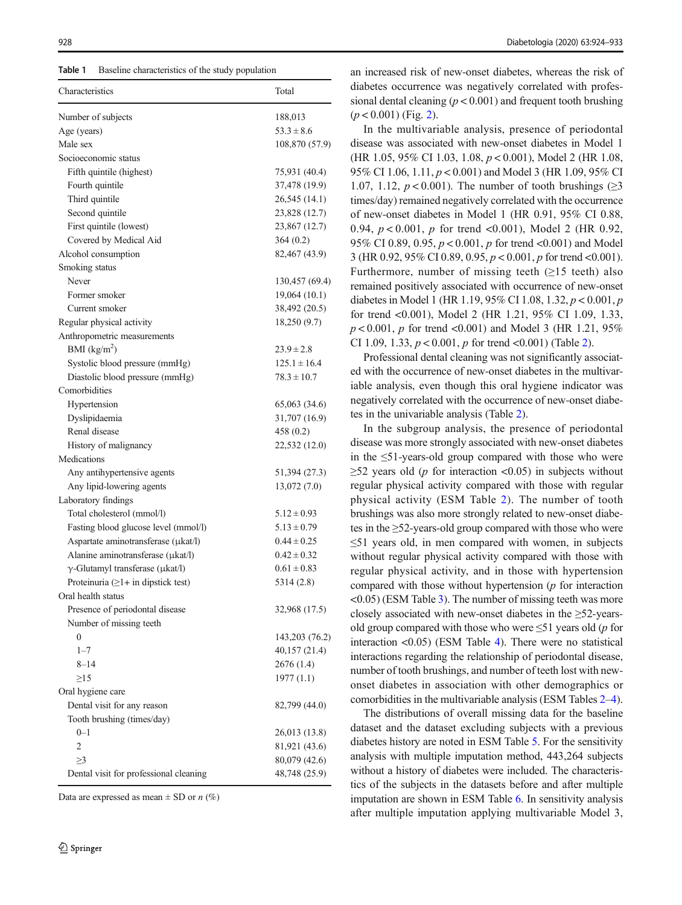**Table 1** Baseline characteristics of the study population

| Characteristics | Total |
|---|---|
| Number of subjects | 188,013 |
| Age (years) | 53.3 ± 8.6 |
| Male sex | 108,870 (57.9) |
| Socioeconomic status | |
| Fifth quintile (highest) | 75,931 (40.4) |
| Fourth quintile | 37,478 (19.9) |
| Third quintile | 26,545 (14.1) |
| Second quintile | 23,828 (12.7) |
| First quintile (lowest) | 23,867 (12.7) |
| Covered by Medical Aid | 364 (0.2) |
| Alcohol consumption | 82,467 (43.9) |
| Smoking status | |
| Never | 130,457 (69.4) |
| Former smoker | 19,064 (10.1) |
| Current smoker | 38,492 (20.5) |
| Regular physical activity | 18,250 (9.7) |
| Anthropometric measurements | |
| BMI (kg/m$^2$) | 23.9 ± 2.8 |
| Systolic blood pressure (mmHg) | 125.1 ± 16.4 |
| Diastolic blood pressure (mmHg) | 78.3 ± 10.7 |
| Comorbidities | |
| Hypertension | 65,063 (34.6) |
| Dyslipidaemia | 31,707 (16.9) |
| Renal disease | 458 (0.2) |
| History of malignancy | 22,532 (12.0) |
| Medications | |
| Any antihypertensive agents | 51,394 (27.3) |
| Any lipid-lowering agents | 13,072 (7.0) |
| Laboratory findings | |
| Total cholesterol (mmol/l) | 5.12 ± 0.93 |
| Fasting blood glucose level (mmol/l) | 5.13 ± 0.79 |
| Aspartate aminotransferase (μkat/l) | 0.44 ± 0.25 |
| Alanine aminotransferase (μkat/l) | 0.42 ± 0.32 |
| γ-Glutamyl transferase (μkat/l) | 0.61 ± 0.83 |
| Proteinuria (≥1+ in dipstick test) | 5314 (2.8) |
| Oral health status | |
| Presence of periodontal disease | 32,968 (17.5) |
| Number of missing teeth | |
| 0 | 143,203 (76.2) |
| 1–7 | 40,157 (21.4) |
| 8–14 | 2676 (1.4) |
| ≥15 | 1977 (1.1) |
| Oral hygiene care | |
| Dental visit for any reason | 82,799 (44.0) |
| Tooth brushing (times/day) | |
| 0–1 | 26,013 (13.8) |
| 2 | 81,921 (43.6) |
| ≥3 | 80,079 (42.6) |
| Dental visit for professional cleaning | 48,748 (25.9) |

Data are expressed as mean ± SD or *n* (%)

an increased risk of new-onset diabetes, whereas the risk of diabetes occurrence was negatively correlated with professional dental cleaning ($p < 0.001$) and frequent tooth brushing ($p < 0.001$) (Fig. 2).

In the multivariable analysis, presence of periodontal disease was associated with new-onset diabetes in Model 1 (HR 1.05, 95% CI 1.03, 1.08, $p < 0.001$), Model 2 (HR 1.08, 95% CI 1.06, 1.11, $p < 0.001$) and Model 3 (HR 1.09, 95% CI 1.07, 1.12, $p < 0.001$). The number of tooth brushings (≥3 times/day) remained negatively correlated with the occurrence of new-onset diabetes in Model 1 (HR 0.91, 95% CI 0.88, 0.94, $p < 0.001$, $p$ for trend <0.001), Model 2 (HR 0.92, 95% CI 0.89, 0.95, $p < 0.001$, $p$ for trend <0.001) and Model 3 (HR 0.92, 95% CI 0.89, 0.95, $p < 0.001$, $p$ for trend <0.001). Furthermore, number of missing teeth (≥15 teeth) also remained positively associated with occurrence of new-onset diabetes in Model 1 (HR 1.19, 95% CI 1.08, 1.32, $p < 0.001$, $p$ for trend <0.001), Model 2 (HR 1.21, 95% CI 1.09, 1.33, $p < 0.001$, $p$ for trend <0.001) and Model 3 (HR 1.21, 95% CI 1.09, 1.33, $p < 0.001$, $p$ for trend <0.001) (Table 2).

Professional dental cleaning was not significantly associated with the occurrence of new-onset diabetes in the multivariable analysis, even though this oral hygiene indicator was negatively correlated with the occurrence of new-onset diabetes in the univariable analysis (Table 2).

In the subgroup analysis, the presence of periodontal disease was more strongly associated with new-onset diabetes in the ≤51-years-old group compared with those who were ≥52 years old ($p$ for interaction <0.05) in subjects without regular physical activity compared with those with regular physical activity (ESM Table 2). The number of tooth brushings was also more strongly related to new-onset diabetes in the ≥52-years-old group compared with those who were ≤51 years old, in men compared with women, in subjects without regular physical activity compared with those with regular physical activity, and in those with hypertension compared with those without hypertension ($p$ for interaction <0.05) (ESM Table 3). The number of missing teeth was more closely associated with new-onset diabetes in the ≥52-years-old group compared with those who were ≤51 years old ($p$ for interaction <0.05) (ESM Table 4). There were no statistical interactions regarding the relationship of periodontal disease, number of tooth brushings, and number of teeth lost with new-onset diabetes in association with other demographics or comorbidities in the multivariable analysis (ESM Tables 2–4).

The distributions of overall missing data for the baseline dataset and the dataset excluding subjects with a previous diabetes history are noted in ESM Table 5. For the sensitivity analysis with multiple imputation method, 443,264 subjects without a history of diabetes were included. The characteristics of the subjects in the datasets before and after multiple imputation are shown in ESM Table 6. In sensitivity analysis after multiple imputation applying multivariable Model 3,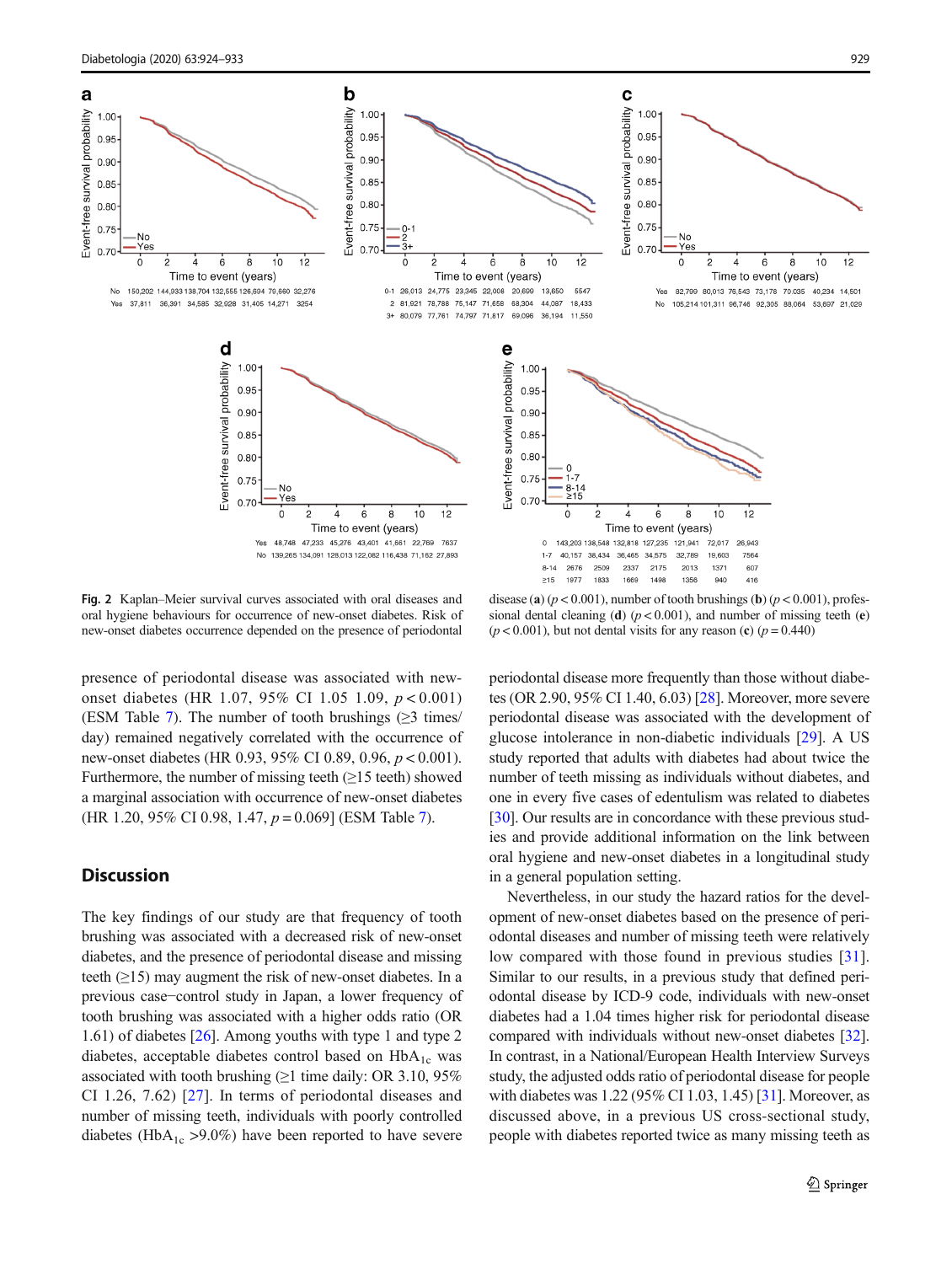**Fig. 2** Kaplan–Meier survival curves associated with oral diseases and oral hygiene behaviours for occurrence of new-onset diabetes. Risk of new-onset diabetes occurrence depended on the presence of periodontal disease (**a**) ($p < 0.001$), number of tooth brushings (**b**) ($p < 0.001$), professional dental cleaning (**d**) ($p < 0.001$), and number of missing teeth (**e**) ($p < 0.001$), but not dental visits for any reason (**c**) ($p = 0.440$)

presence of periodontal disease was associated with new-onset diabetes (HR 1.07, 95% CI 1.05 1.09, $p < 0.001$) (ESM Table 7). The number of tooth brushings (≥3 times/day) remained negatively correlated with the occurrence of new-onset diabetes (HR 0.93, 95% CI 0.89, 0.96, $p < 0.001$). Furthermore, the number of missing teeth (≥15 teeth) showed a marginal association with occurrence of new-onset diabetes (HR 1.20, 95% CI 0.98, 1.47, $p = 0.069$) (ESM Table 7).

## Discussion

The key findings of our study are that frequency of tooth brushing was associated with a decreased risk of new-onset diabetes, and the presence of periodontal disease and missing teeth (≥15) may augment the risk of new-onset diabetes. In a previous case–control study in Japan, a lower frequency of tooth brushing was associated with a higher odds ratio (OR 1.61) of diabetes [26]. Among youths with type 1 and type 2 diabetes, acceptable diabetes control based on $HbA_{1c}$ was associated with tooth brushing (≥1 time daily: OR 3.10, 95% CI 1.26, 7.62) [27]. In terms of periodontal diseases and number of missing teeth, individuals with poorly controlled diabetes ($HbA_{1c}$ >9.0%) have been reported to have severe periodontal disease more frequently than those without diabetes (OR 2.90, 95% CI 1.40, 6.03) [28]. Moreover, more severe periodontal disease was associated with the development of glucose intolerance in non-diabetic individuals [29]. A US study reported that adults with diabetes had about twice the number of teeth missing as individuals without diabetes, and one in every five cases of edentulism was related to diabetes [30]. Our results are in concordance with these previous studies and provide additional information on the link between oral hygiene and new-onset diabetes in a longitudinal study in a general population setting.

Nevertheless, in our study the hazard ratios for the development of new-onset diabetes based on the presence of periodontal diseases and number of missing teeth were relatively low compared with those found in previous studies [31]. Similar to our results, in a previous study that defined periodontal disease by ICD-9 code, individuals with new-onset diabetes had a 1.04 times higher risk for periodontal disease compared with individuals without new-onset diabetes [32]. In contrast, in a National/European Health Interview Surveys study, the adjusted odds ratio of periodontal disease for people with diabetes was 1.22 (95% CI 1.03, 1.45) [31]. Moreover, as discussed above, in a previous US cross-sectional study, people with diabetes reported twice as many missing teeth as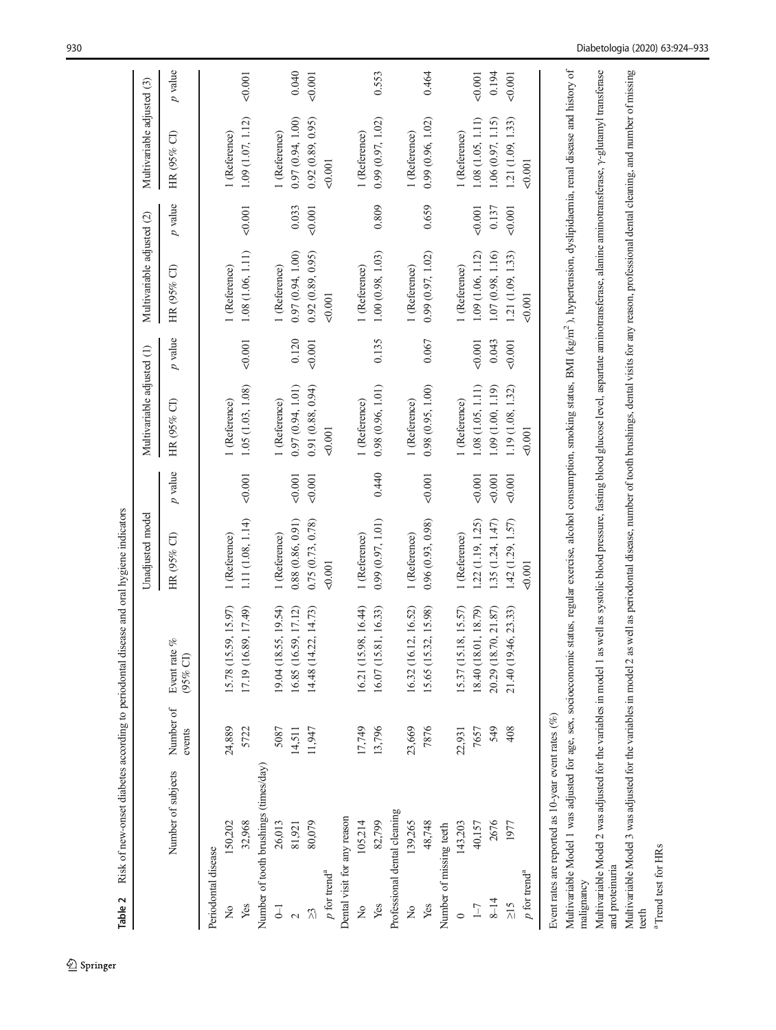**Table 2** Risk of new-onset diabetes according to periodontal disease and oral hygiene indicators

| | Number of subjects | Number of events | Event rate % (95% CI) | Unadjusted model | | Multivariable adjusted (1) | | Multivariable adjusted (2) | | Multivariable adjusted (3) | |
|---|---|---|---|---|---|---|---|---|---|---|---|
| | | | | HR (95% CI) | *p* value | HR (95% CI) | *p* value | HR (95% CI) | *p* value | HR (95% CI) | *p* value |
| Periodontal disease | | | | | | | | | | | |
| No | 150,202 | 24,889 | 15.78 (15.59, 15.97) | 1 (Reference) | | 1 (Reference) | | 1 (Reference) | | 1 (Reference) | |
| Yes | 32,968 | 5722 | 17.19 (16.89, 17.49) | 1.11 (1.08, 1.14) | <0.001 | 1.05 (1.03, 1.08) | <0.001 | 1.08 (1.06, 1.11) | <0.001 | 1.09 (1.07, 1.12) | <0.001 |
| Number of tooth brushings (times/day) | | | | | | | | | | | |
| 0–1 | 26,013 | 5087 | 19.04 (18.55, 19.54) | 1 (Reference) | | 1 (Reference) | | 1 (Reference) | | 1 (Reference) | |
| 2 | 81,921 | 14,511 | 16.85 (16.59, 17.12) | 0.88 (0.86, 0.91) | <0.001 | 0.97 (0.94, 1.01) | 0.120 | 0.97 (0.94, 1.00) | 0.033 | 0.97 (0.94, 1.00) | 0.040 |
| ≥3 | 80,079 | 11,947 | 14.48 (14.22, 14.73) | 0.75 (0.73, 0.78) | <0.001 | 0.91 (0.88, 0.94) | <0.001 | 0.92 (0.89, 0.95) | <0.001 | 0.92 (0.89, 0.95) | <0.001 |
| *p* for trend[a] | | | | <0.001 | | <0.001 | | <0.001 | | <0.001 | |
| Dental visit for any reason | | | | | | | | | | | |
| No | 105,214 | 17,749 | 16.21 (15.98, 16.44) | 1 (Reference) | | 1 (Reference) | | 1 (Reference) | | 1 (Reference) | |
| Yes | 82,799 | 13,796 | 16.07 (15.81, 16.33) | 0.99 (0.97, 1.01) | 0.440 | 0.98 (0.96, 1.01) | 0.135 | 1.00 (0.98, 1.03) | 0.809 | 0.99 (0.97, 1.02) | 0.553 |
| Professional dental cleaning | | | | | | | | | | | |
| No | 139,265 | 23,669 | 16.32 (16.12, 16.52) | 1 (Reference) | | 1 (Reference) | | 1 (Reference) | | 1 (Reference) | |
| Yes | 48,748 | 7876 | 15.65 (15.32, 15.98) | 0.96 (0.93, 0.98) | <0.001 | 0.98 (0.95, 1.00) | 0.067 | 0.99 (0.97, 1.02) | 0.659 | 0.99 (0.96, 1.02) | 0.464 |
| Number of missing teeth | | | | | | | | | | | |
| 0 | 143,203 | 22,931 | 15.37 (15.18, 15.57) | 1 (Reference) | | 1 (Reference) | | 1 (Reference) | | 1 (Reference) | |
| 1–7 | 40,157 | 7657 | 18.40 (18.01, 18.79) | 1.22 (1.19, 1.25) | <0.001 | 1.08 (1.05, 1.11) | <0.001 | 1.09 (1.06, 1.12) | <0.001 | 1.08 (1.05, 1.11) | <0.001 |
| 8–14 | 2676 | 549 | 20.29 (18.70, 21.87) | 1.35 (1.24, 1.47) | <0.001 | 1.09 (1.00, 1.19) | 0.043 | 1.07 (0.98, 1.16) | 0.137 | 1.06 (0.97, 1.15) | 0.194 |
| ≥15 | 1977 | 408 | 21.40 (19.46, 23.33) | 1.42 (1.29, 1.57) | <0.001 | 1.19 (1.08, 1.32) | <0.001 | 1.21 (1.09, 1.33) | <0.001 | 1.21 (1.09, 1.33) | <0.001 |
| *p* for trend[a] | | | | <0.001 | | <0.001 | | <0.001 | | <0.001 | |

Event rates are reported as 10-year event rates (%)

Multivariable Model 1 was adjusted for age, sex, socioeconomic status, regular exercise, alcohol consumption, smoking status, BMI (kg/m$^2$), hypertension, dyslipidaemia, renal disease and history of malignancy

Multivariable Model 2 was adjusted for the variables in model 1 as well as systolic blood pressure, fasting blood glucose level, aspartate aminotransferase, alanine aminotransferase, γ-glutamyl transferase and proteinuria

Multivariable Model 3 was adjusted for the variables in model 2 as well as periodontal disease, number of tooth brushings, dental visits for any reason, professional dental cleaning, and number of missing teeth

[a] Trend test for HRs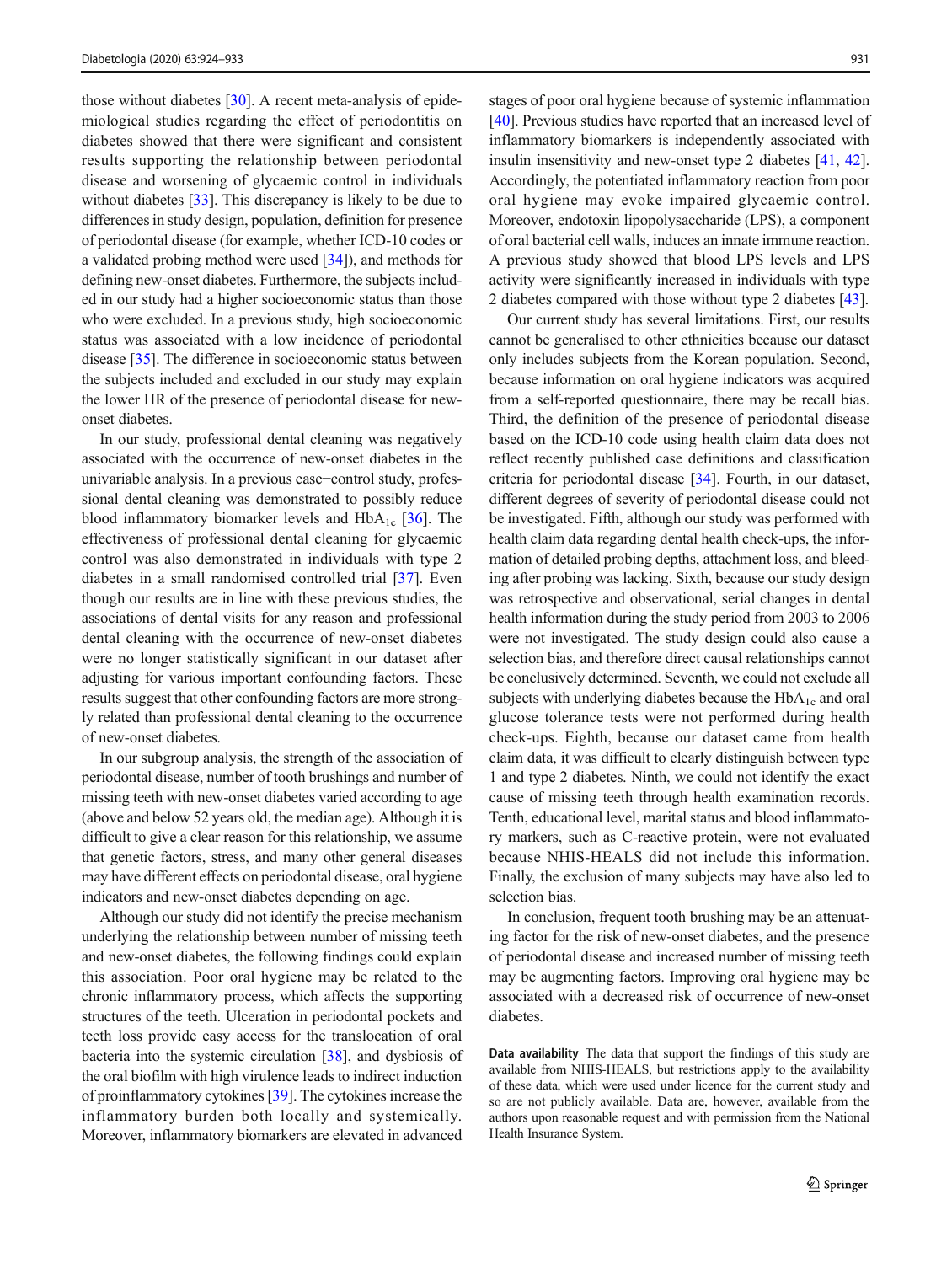those without diabetes [30]. A recent meta-analysis of epidemiological studies regarding the effect of periodontitis on diabetes showed that there were significant and consistent results supporting the relationship between periodontal disease and worsening of glycaemic control in individuals without diabetes [33]. This discrepancy is likely to be due to differences in study design, population, definition for presence of periodontal disease (for example, whether ICD-10 codes or a validated probing method were used [34]), and methods for defining new-onset diabetes. Furthermore, the subjects included in our study had a higher socioeconomic status than those who were excluded. In a previous study, high socioeconomic status was associated with a low incidence of periodontal disease [35]. The difference in socioeconomic status between the subjects included and excluded in our study may explain the lower HR of the presence of periodontal disease for new-onset diabetes.

In our study, professional dental cleaning was negatively associated with the occurrence of new-onset diabetes in the univariable analysis. In a previous case−control study, professional dental cleaning was demonstrated to possibly reduce blood inflammatory biomarker levels and $HbA_{1c}$ [36]. The effectiveness of professional dental cleaning for glycaemic control was also demonstrated in individuals with type 2 diabetes in a small randomised controlled trial [37]. Even though our results are in line with these previous studies, the associations of dental visits for any reason and professional dental cleaning with the occurrence of new-onset diabetes were no longer statistically significant in our dataset after adjusting for various important confounding factors. These results suggest that other confounding factors are more strongly related than professional dental cleaning to the occurrence of new-onset diabetes.

In our subgroup analysis, the strength of the association of periodontal disease, number of tooth brushings and number of missing teeth with new-onset diabetes varied according to age (above and below 52 years old, the median age). Although it is difficult to give a clear reason for this relationship, we assume that genetic factors, stress, and many other general diseases may have different effects on periodontal disease, oral hygiene indicators and new-onset diabetes depending on age.

Although our study did not identify the precise mechanism underlying the relationship between number of missing teeth and new-onset diabetes, the following findings could explain this association. Poor oral hygiene may be related to the chronic inflammatory process, which affects the supporting structures of the teeth. Ulceration in periodontal pockets and teeth loss provide easy access for the translocation of oral bacteria into the systemic circulation [38], and dysbiosis of the oral biofilm with high virulence leads to indirect induction of proinflammatory cytokines [39]. The cytokines increase the inflammatory burden both locally and systemically. Moreover, inflammatory biomarkers are elevated in advanced stages of poor oral hygiene because of systemic inflammation [40]. Previous studies have reported that an increased level of inflammatory biomarkers is independently associated with insulin insensitivity and new-onset type 2 diabetes [41, 42]. Accordingly, the potentiated inflammatory reaction from poor oral hygiene may evoke impaired glycaemic control. Moreover, endotoxin lipopolysaccharide (LPS), a component of oral bacterial cell walls, induces an innate immune reaction. A previous study showed that blood LPS levels and LPS activity were significantly increased in individuals with type 2 diabetes compared with those without type 2 diabetes [43].

Our current study has several limitations. First, our results cannot be generalised to other ethnicities because our dataset only includes subjects from the Korean population. Second, because information on oral hygiene indicators was acquired from a self-reported questionnaire, there may be recall bias. Third, the definition of the presence of periodontal disease based on the ICD-10 code using health claim data does not reflect recently published case definitions and classification criteria for periodontal disease [34]. Fourth, in our dataset, different degrees of severity of periodontal disease could not be investigated. Fifth, although our study was performed with health claim data regarding dental health check-ups, the information of detailed probing depths, attachment loss, and bleeding after probing was lacking. Sixth, because our study design was retrospective and observational, serial changes in dental health information during the study period from 2003 to 2006 were not investigated. The study design could also cause a selection bias, and therefore direct causal relationships cannot be conclusively determined. Seventh, we could not exclude all subjects with underlying diabetes because the $HbA_{1c}$ and oral glucose tolerance tests were not performed during health check-ups. Eighth, because our dataset came from health claim data, it was difficult to clearly distinguish between type 1 and type 2 diabetes. Ninth, we could not identify the exact cause of missing teeth through health examination records. Tenth, educational level, marital status and blood inflammatory markers, such as C-reactive protein, were not evaluated because NHIS-HEALS did not include this information. Finally, the exclusion of many subjects may have also led to selection bias.

In conclusion, frequent tooth brushing may be an attenuating factor for the risk of new-onset diabetes, and the presence of periodontal disease and increased number of missing teeth may be augmenting factors. Improving oral hygiene may be associated with a decreased risk of occurrence of new-onset diabetes.

**Data availability** The data that support the findings of this study are available from NHIS-HEALS, but restrictions apply to the availability of these data, which were used under licence for the current study and so are not publicly available. Data are, however, available from the authors upon reasonable request and with permission from the National Health Insurance System.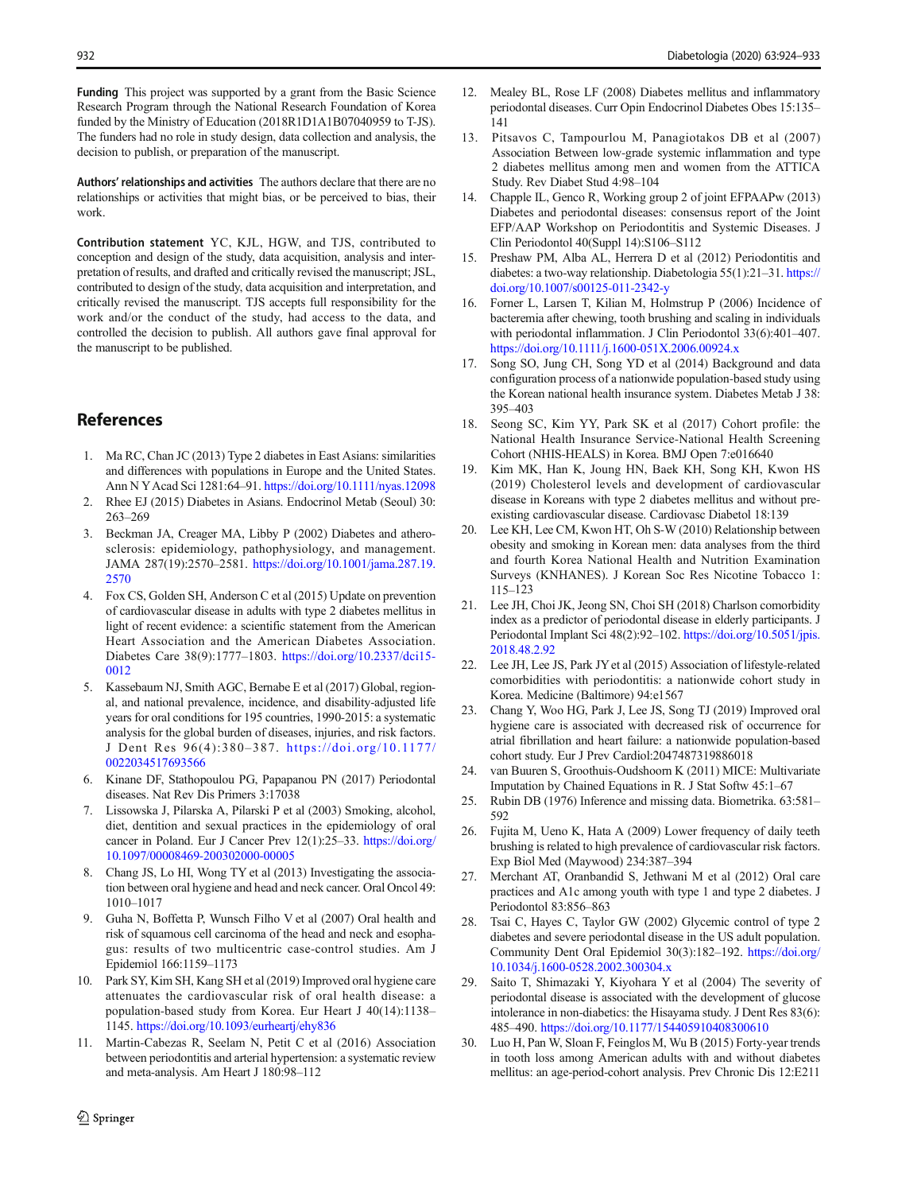**Funding** This project was supported by a grant from the Basic Science Research Program through the National Research Foundation of Korea funded by the Ministry of Education (2018R1D1A1B07040959 to T-JS). The funders had no role in study design, data collection and analysis, the decision to publish, or preparation of the manuscript.

**Authors' relationships and activities** The authors declare that there are no relationships or activities that might bias, or be perceived to bias, their work.

**Contribution statement** YC, KJL, HGW, and TJS, contributed to conception and design of the study, data acquisition, analysis and interpretation of results, and drafted and critically revised the manuscript; JSL, contributed to design of the study, data acquisition and interpretation, and critically revised the manuscript. TJS accepts full responsibility for the work and/or the conduct of the study, had access to the data, and controlled the decision to publish. All authors gave final approval for the manuscript to be published.

## References

1. Ma RC, Chan JC (2013) Type 2 diabetes in East Asians: similarities and differences with populations in Europe and the United States. Ann N Y Acad Sci 1281:64–91. https://doi.org/10.1111/nyas.12098
2. Rhee EJ (2015) Diabetes in Asians. Endocrinol Metab (Seoul) 30: 263–269
3. Beckman JA, Creager MA, Libby P (2002) Diabetes and atherosclerosis: epidemiology, pathophysiology, and management. JAMA 287(19):2570–2581. https://doi.org/10.1001/jama.287.19.2570
4. Fox CS, Golden SH, Anderson C et al (2015) Update on prevention of cardiovascular disease in adults with type 2 diabetes mellitus in light of recent evidence: a scientific statement from the American Heart Association and the American Diabetes Association. Diabetes Care 38(9):1777–1803. https://doi.org/10.2337/dci15-0012
5. Kassebaum NJ, Smith AGC, Bernabe E et al (2017) Global, regional, and national prevalence, incidence, and disability-adjusted life years for oral conditions for 195 countries, 1990-2015: a systematic analysis for the global burden of diseases, injuries, and risk factors. J Dent Res 96(4):380–387. https://doi.org/10.1177/0022034517693566
6. Kinane DF, Stathopoulou PG, Papapanou PN (2017) Periodontal diseases. Nat Rev Dis Primers 3:17038
7. Lissowska J, Pilarska A, Pilarski P et al (2003) Smoking, alcohol, diet, dentition and sexual practices in the epidemiology of oral cancer in Poland. Eur J Cancer Prev 12(1):25–33. https://doi.org/10.1097/00008469-200302000-00005
8. Chang JS, Lo HI, Wong TY et al (2013) Investigating the association between oral hygiene and head and neck cancer. Oral Oncol 49: 1010–1017
9. Guha N, Boffetta P, Wunsch Filho V et al (2007) Oral health and risk of squamous cell carcinoma of the head and neck and esophagus: results of two multicentric case-control studies. Am J Epidemiol 166:1159–1173
10. Park SY, Kim SH, Kang SH et al (2019) Improved oral hygiene care attenuates the cardiovascular risk of oral health disease: a population-based study from Korea. Eur Heart J 40(14):1138–1145. https://doi.org/10.1093/eurheartj/ehy836
11. Martin-Cabezas R, Seelam N, Petit C et al (2016) Association between periodontitis and arterial hypertension: a systematic review and meta-analysis. Am Heart J 180:98–112
12. Mealey BL, Rose LF (2008) Diabetes mellitus and inflammatory periodontal diseases. Curr Opin Endocrinol Diabetes Obes 15:135–141
13. Pitsavos C, Tampourlou M, Panagiotakos DB et al (2007) Association Between low-grade systemic inflammation and type 2 diabetes mellitus among men and women from the ATTICA Study. Rev Diabet Stud 4:98–104
14. Chapple IL, Genco R, Working group 2 of joint EFPAAPw (2013) Diabetes and periodontal diseases: consensus report of the Joint EFP/AAP Workshop on Periodontitis and Systemic Diseases. J Clin Periodontol 40(Suppl 14):S106–S112
15. Preshaw PM, Alba AL, Herrera D et al (2012) Periodontitis and diabetes: a two-way relationship. Diabetologia 55(1):21–31. https://doi.org/10.1007/s00125-011-2342-y
16. Forner L, Larsen T, Kilian M, Holmstrup P (2006) Incidence of bacteremia after chewing, tooth brushing and scaling in individuals with periodontal inflammation. J Clin Periodontol 33(6):401–407. https://doi.org/10.1111/j.1600-051X.2006.00924.x
17. Song SO, Jung CH, Song YD et al (2014) Background and data configuration process of a nationwide population-based study using the Korean national health insurance system. Diabetes Metab J 38: 395–403
18. Seong SC, Kim YY, Park SK et al (2017) Cohort profile: the National Health Insurance Service-National Health Screening Cohort (NHIS-HEALS) in Korea. BMJ Open 7:e016640
19. Kim MK, Han K, Joung HN, Baek KH, Song KH, Kwon HS (2019) Cholesterol levels and development of cardiovascular disease in Koreans with type 2 diabetes mellitus and without pre-existing cardiovascular disease. Cardiovasc Diabetol 18:139
20. Lee KH, Lee CM, Kwon HT, Oh S-W (2010) Relationship between obesity and smoking in Korean men: data analyses from the third and fourth Korea National Health and Nutrition Examination Surveys (KNHANES). J Korean Soc Res Nicotine Tobacco 1: 115–123
21. Lee JH, Choi JK, Jeong SN, Choi SH (2018) Charlson comorbidity index as a predictor of periodontal disease in elderly participants. J Periodontal Implant Sci 48(2):92–102. https://doi.org/10.5051/jpis.2018.48.2.92
22. Lee JH, Lee JS, Park JY et al (2015) Association of lifestyle-related comorbidities with periodontitis: a nationwide cohort study in Korea. Medicine (Baltimore) 94:e1567
23. Chang Y, Woo HG, Park J, Lee JS, Song TJ (2019) Improved oral hygiene care is associated with decreased risk of occurrence for atrial fibrillation and heart failure: a nationwide population-based cohort study. Eur J Prev Cardiol:2047487319886018
24. van Buuren S, Groothuis-Oudshoorn K (2011) MICE: Multivariate Imputation by Chained Equations in R. J Stat Softw 45:1–67
25. Rubin DB (1976) Inference and missing data. Biometrika. 63:581–592
26. Fujita M, Ueno K, Hata A (2009) Lower frequency of daily teeth brushing is related to high prevalence of cardiovascular risk factors. Exp Biol Med (Maywood) 234:387–394
27. Merchant AT, Oranbandid S, Jethwani M et al (2012) Oral care practices and A1c among youth with type 1 and type 2 diabetes. J Periodontol 83:856–863
28. Tsai C, Hayes C, Taylor GW (2002) Glycemic control of type 2 diabetes and severe periodontal disease in the US adult population. Community Dent Oral Epidemiol 30(3):182–192. https://doi.org/10.1034/j.1600-0528.2002.300304.x
29. Saito T, Shimazaki Y, Kiyohara Y et al (2004) The severity of periodontal disease is associated with the development of glucose intolerance in non-diabetics: the Hisayama study. J Dent Res 83(6): 485–490. https://doi.org/10.1177/154405910408300610
30. Luo H, Pan W, Sloan F, Feinglos M, Wu B (2015) Forty-year trends in tooth loss among American adults with and without diabetes mellitus: an age-period-cohort analysis. Prev Chronic Dis 12:E211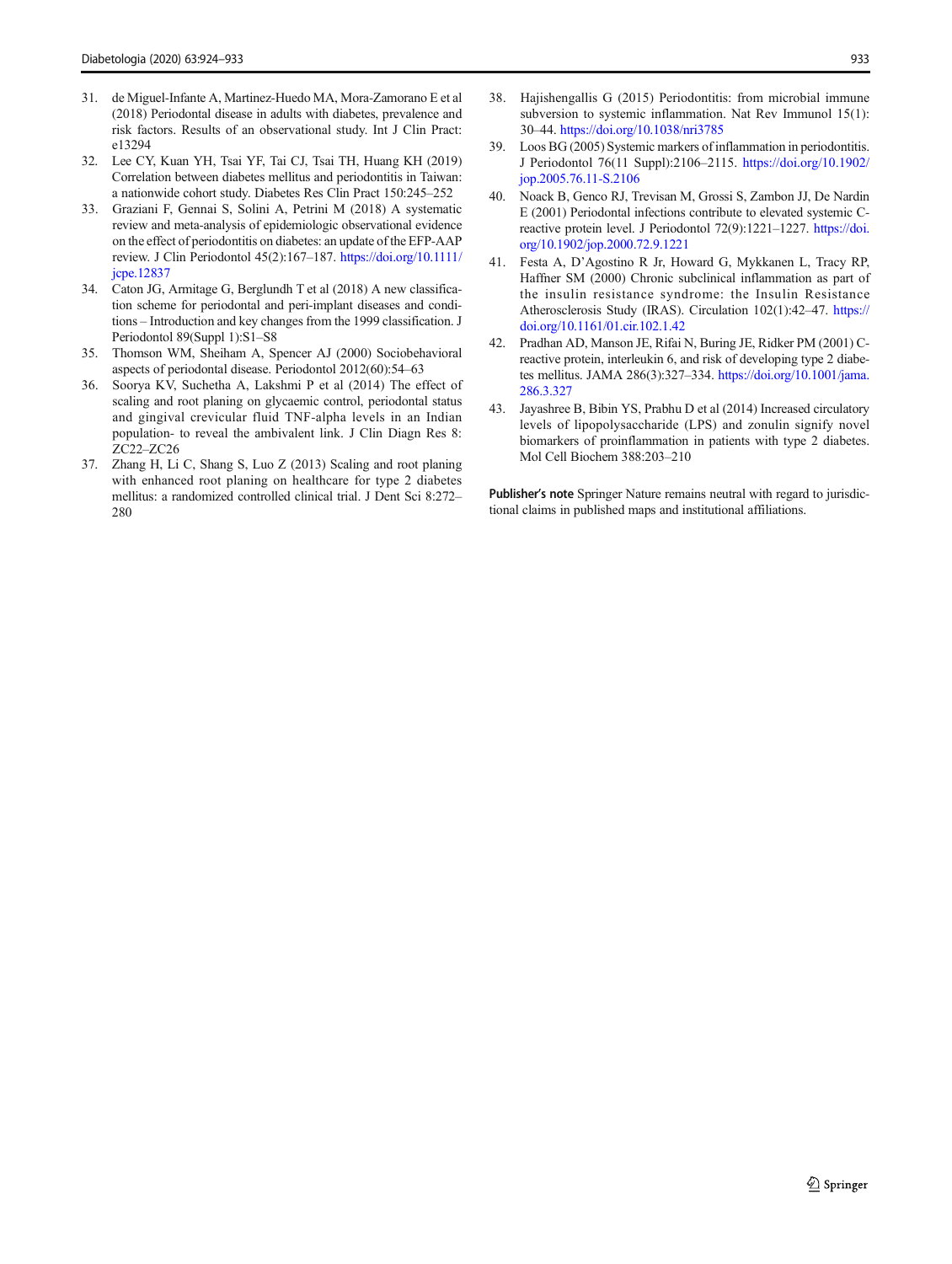31. de Miguel-Infante A, Martinez-Huedo MA, Mora-Zamorano E et al (2018) Periodontal disease in adults with diabetes, prevalence and risk factors. Results of an observational study. Int J Clin Pract: e13294
32. Lee CY, Kuan YH, Tsai YF, Tai CJ, Tsai TH, Huang KH (2019) Correlation between diabetes mellitus and periodontitis in Taiwan: a nationwide cohort study. Diabetes Res Clin Pract 150:245–252
33. Graziani F, Gennai S, Solini A, Petrini M (2018) A systematic review and meta-analysis of epidemiologic observational evidence on the effect of periodontitis on diabetes: an update of the EFP-AAP review. J Clin Periodontol 45(2):167–187. https://doi.org/10.1111/jcpe.12837
34. Caton JG, Armitage G, Berglundh T et al (2018) A new classification scheme for periodontal and peri-implant diseases and conditions – Introduction and key changes from the 1999 classification. J Periodontol 89(Suppl 1):S1–S8
35. Thomson WM, Sheiham A, Spencer AJ (2000) Sociobehavioral aspects of periodontal disease. Periodontol 2012(60):54–63
36. Soorya KV, Suchetha A, Lakshmi P et al (2014) The effect of scaling and root planing on glycaemic control, periodontal status and gingival crevicular fluid TNF-alpha levels in an Indian population- to reveal the ambivalent link. J Clin Diagn Res 8: ZC22–ZC26
37. Zhang H, Li C, Shang S, Luo Z (2013) Scaling and root planing with enhanced root planing on healthcare for type 2 diabetes mellitus: a randomized controlled clinical trial. J Dent Sci 8:272–280
38. Hajishengallis G (2015) Periodontitis: from microbial immune subversion to systemic inflammation. Nat Rev Immunol 15(1): 30–44. https://doi.org/10.1038/nri3785
39. Loos BG (2005) Systemic markers of inflammation in periodontitis. J Periodontol 76(11 Suppl):2106–2115. https://doi.org/10.1902/jop.2005.76.11-S.2106
40. Noack B, Genco RJ, Trevisan M, Grossi S, Zambon JJ, De Nardin E (2001) Periodontal infections contribute to elevated systemic C-reactive protein level. J Periodontol 72(9):1221–1227. https://doi.org/10.1902/jop.2000.72.9.1221
41. Festa A, D'Agostino R Jr, Howard G, Mykkanen L, Tracy RP, Haffner SM (2000) Chronic subclinical inflammation as part of the insulin resistance syndrome: the Insulin Resistance Atherosclerosis Study (IRAS). Circulation 102(1):42–47. https://doi.org/10.1161/01.cir.102.1.42
42. Pradhan AD, Manson JE, Rifai N, Buring JE, Ridker PM (2001) C-reactive protein, interleukin 6, and risk of developing type 2 diabetes mellitus. JAMA 286(3):327–334. https://doi.org/10.1001/jama.286.3.327
43. Jayashree B, Bibin YS, Prabhu D et al (2014) Increased circulatory levels of lipopolysaccharide (LPS) and zonulin signify novel biomarkers of proinflammation in patients with type 2 diabetes. Mol Cell Biochem 388:203–210

**Publisher's note** Springer Nature remains neutral with regard to jurisdictional claims in published maps and institutional affiliations.